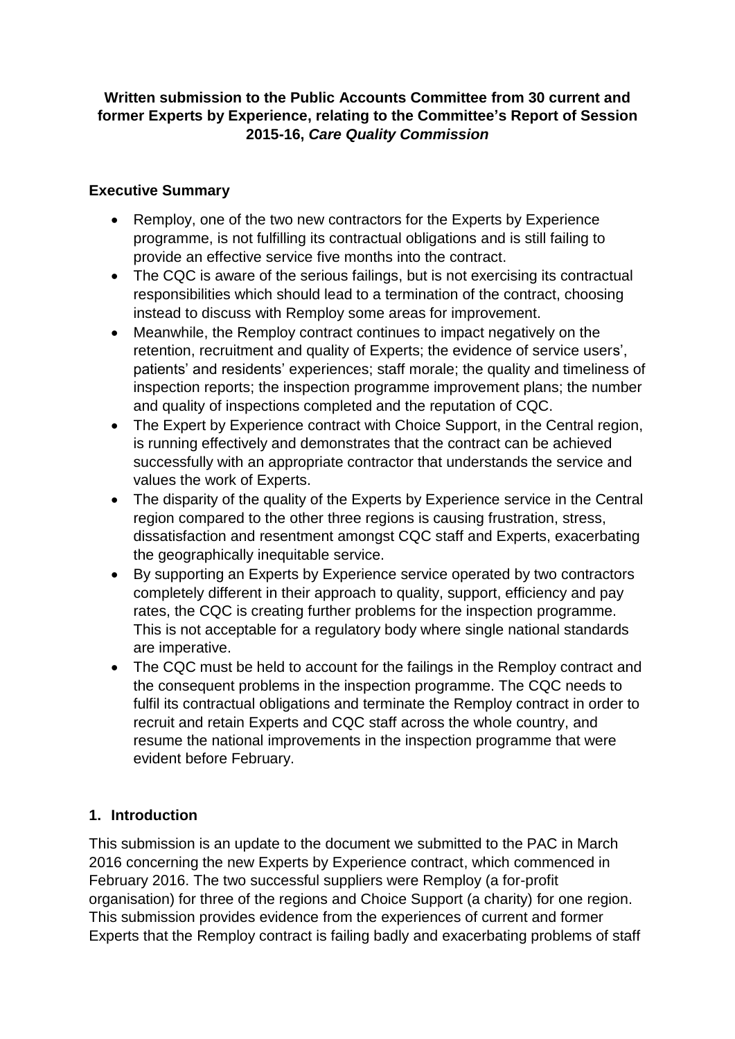**Written submission to the Public Accounts Committee from 30 current and former Experts by Experience, relating to the Committee's Report of Session 2015-16, *Care Quality Commission***

## Executive Summary

- Remploy, one of the two new contractors for the Experts by Experience programme, is not fulfilling its contractual obligations and is still failing to provide an effective service five months into the contract.
- The CQC is aware of the serious failings, but is not exercising its contractual responsibilities which should lead to a termination of the contract, choosing instead to discuss with Remploy some areas for improvement.
- Meanwhile, the Remploy contract continues to impact negatively on the retention, recruitment and quality of Experts; the evidence of service users', patients' and residents' experiences; staff morale; the quality and timeliness of inspection reports; the inspection programme improvement plans; the number and quality of inspections completed and the reputation of CQC.
- The Expert by Experience contract with Choice Support, in the Central region, is running effectively and demonstrates that the contract can be achieved successfully with an appropriate contractor that understands the service and values the work of Experts.
- The disparity of the quality of the Experts by Experience service in the Central region compared to the other three regions is causing frustration, stress, dissatisfaction and resentment amongst CQC staff and Experts, exacerbating the geographically inequitable service.
- By supporting an Experts by Experience service operated by two contractors completely different in their approach to quality, support, efficiency and pay rates, the CQC is creating further problems for the inspection programme. This is not acceptable for a regulatory body where single national standards are imperative.
- The CQC must be held to account for the failings in the Remploy contract and the consequent problems in the inspection programme. The CQC needs to fulfil its contractual obligations and terminate the Remploy contract in order to recruit and retain Experts and CQC staff across the whole country, and resume the national improvements in the inspection programme that were evident before February.

## 1. Introduction

This submission is an update to the document we submitted to the PAC in March 2016 concerning the new Experts by Experience contract, which commenced in February 2016. The two successful suppliers were Remploy (a for-profit organisation) for three of the regions and Choice Support (a charity) for one region. This submission provides evidence from the experiences of current and former Experts that the Remploy contract is failing badly and exacerbating problems of staff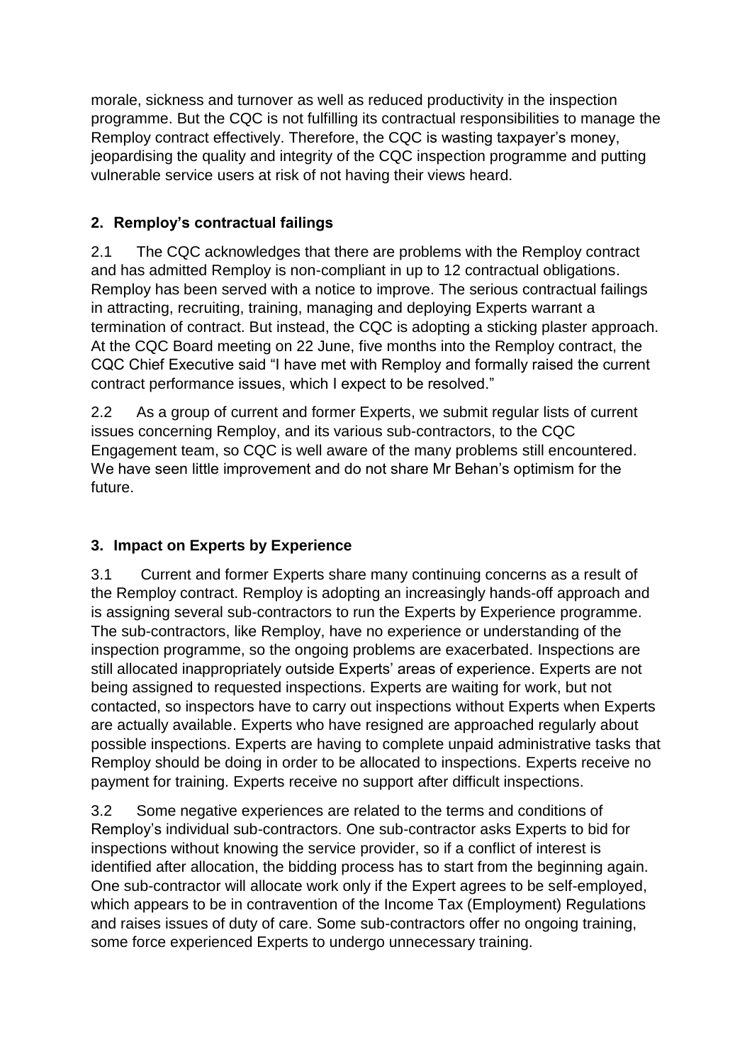morale, sickness and turnover as well as reduced productivity in the inspection programme. But the CQC is not fulfilling its contractual responsibilities to manage the Remploy contract effectively. Therefore, the CQC is wasting taxpayer's money, jeopardising the quality and integrity of the CQC inspection programme and putting vulnerable service users at risk of not having their views heard.

## 2. Remploy's contractual failings

2.1 The CQC acknowledges that there are problems with the Remploy contract and has admitted Remploy is non-compliant in up to 12 contractual obligations. Remploy has been served with a notice to improve. The serious contractual failings in attracting, recruiting, training, managing and deploying Experts warrant a termination of contract. But instead, the CQC is adopting a sticking plaster approach. At the CQC Board meeting on 22 June, five months into the Remploy contract, the CQC Chief Executive said "I have met with Remploy and formally raised the current contract performance issues, which I expect to be resolved."

2.2 As a group of current and former Experts, we submit regular lists of current issues concerning Remploy, and its various sub-contractors, to the CQC Engagement team, so CQC is well aware of the many problems still encountered. We have seen little improvement and do not share Mr Behan's optimism for the future.

## 3. Impact on Experts by Experience

3.1 Current and former Experts share many continuing concerns as a result of the Remploy contract. Remploy is adopting an increasingly hands-off approach and is assigning several sub-contractors to run the Experts by Experience programme. The sub-contractors, like Remploy, have no experience or understanding of the inspection programme, so the ongoing problems are exacerbated. Inspections are still allocated inappropriately outside Experts' areas of experience. Experts are not being assigned to requested inspections. Experts are waiting for work, but not contacted, so inspectors have to carry out inspections without Experts when Experts are actually available. Experts who have resigned are approached regularly about possible inspections. Experts are having to complete unpaid administrative tasks that Remploy should be doing in order to be allocated to inspections. Experts receive no payment for training. Experts receive no support after difficult inspections.

3.2 Some negative experiences are related to the terms and conditions of Remploy's individual sub-contractors. One sub-contractor asks Experts to bid for inspections without knowing the service provider, so if a conflict of interest is identified after allocation, the bidding process has to start from the beginning again. One sub-contractor will allocate work only if the Expert agrees to be self-employed, which appears to be in contravention of the Income Tax (Employment) Regulations and raises issues of duty of care. Some sub-contractors offer no ongoing training, some force experienced Experts to undergo unnecessary training.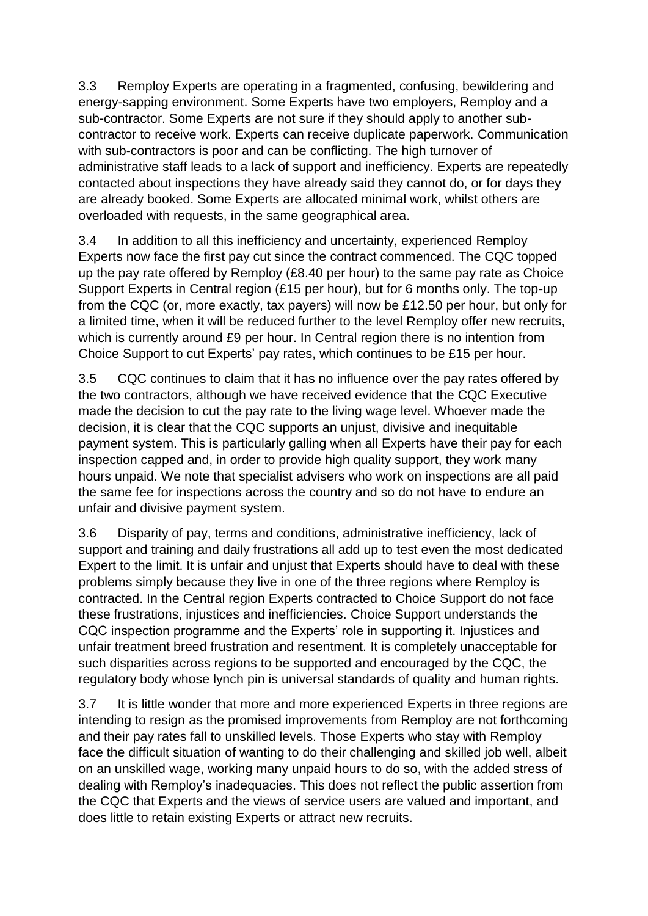3.3 Remploy Experts are operating in a fragmented, confusing, bewildering and energy-sapping environment. Some Experts have two employers, Remploy and a sub-contractor. Some Experts are not sure if they should apply to another sub-contractor to receive work. Experts can receive duplicate paperwork. Communication with sub-contractors is poor and can be conflicting. The high turnover of administrative staff leads to a lack of support and inefficiency. Experts are repeatedly contacted about inspections they have already said they cannot do, or for days they are already booked. Some Experts are allocated minimal work, whilst others are overloaded with requests, in the same geographical area.

3.4 In addition to all this inefficiency and uncertainty, experienced Remploy Experts now face the first pay cut since the contract commenced. The CQC topped up the pay rate offered by Remploy (£8.40 per hour) to the same pay rate as Choice Support Experts in Central region (£15 per hour), but for 6 months only. The top-up from the CQC (or, more exactly, tax payers) will now be £12.50 per hour, but only for a limited time, when it will be reduced further to the level Remploy offer new recruits, which is currently around £9 per hour. In Central region there is no intention from Choice Support to cut Experts' pay rates, which continues to be £15 per hour.

3.5 CQC continues to claim that it has no influence over the pay rates offered by the two contractors, although we have received evidence that the CQC Executive made the decision to cut the pay rate to the living wage level. Whoever made the decision, it is clear that the CQC supports an unjust, divisive and inequitable payment system. This is particularly galling when all Experts have their pay for each inspection capped and, in order to provide high quality support, they work many hours unpaid. We note that specialist advisers who work on inspections are all paid the same fee for inspections across the country and so do not have to endure an unfair and divisive payment system.

3.6 Disparity of pay, terms and conditions, administrative inefficiency, lack of support and training and daily frustrations all add up to test even the most dedicated Expert to the limit. It is unfair and unjust that Experts should have to deal with these problems simply because they live in one of the three regions where Remploy is contracted. In the Central region Experts contracted to Choice Support do not face these frustrations, injustices and inefficiencies. Choice Support understands the CQC inspection programme and the Experts' role in supporting it. Injustices and unfair treatment breed frustration and resentment. It is completely unacceptable for such disparities across regions to be supported and encouraged by the CQC, the regulatory body whose lynch pin is universal standards of quality and human rights.

3.7 It is little wonder that more and more experienced Experts in three regions are intending to resign as the promised improvements from Remploy are not forthcoming and their pay rates fall to unskilled levels. Those Experts who stay with Remploy face the difficult situation of wanting to do their challenging and skilled job well, albeit on an unskilled wage, working many unpaid hours to do so, with the added stress of dealing with Remploy's inadequacies. This does not reflect the public assertion from the CQC that Experts and the views of service users are valued and important, and does little to retain existing Experts or attract new recruits.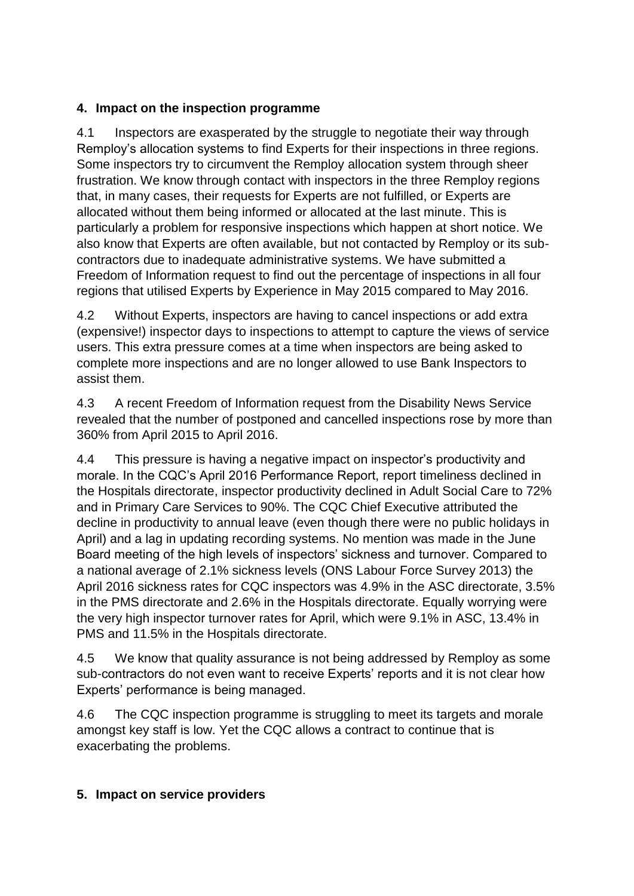## 4. Impact on the inspection programme

4.1 Inspectors are exasperated by the struggle to negotiate their way through Remploy's allocation systems to find Experts for their inspections in three regions. Some inspectors try to circumvent the Remploy allocation system through sheer frustration. We know through contact with inspectors in the three Remploy regions that, in many cases, their requests for Experts are not fulfilled, or Experts are allocated without them being informed or allocated at the last minute. This is particularly a problem for responsive inspections which happen at short notice. We also know that Experts are often available, but not contacted by Remploy or its sub-contractors due to inadequate administrative systems. We have submitted a Freedom of Information request to find out the percentage of inspections in all four regions that utilised Experts by Experience in May 2015 compared to May 2016.

4.2 Without Experts, inspectors are having to cancel inspections or add extra (expensive!) inspector days to inspections to attempt to capture the views of service users. This extra pressure comes at a time when inspectors are being asked to complete more inspections and are no longer allowed to use Bank Inspectors to assist them.

4.3 A recent Freedom of Information request from the Disability News Service revealed that the number of postponed and cancelled inspections rose by more than 360% from April 2015 to April 2016.

4.4 This pressure is having a negative impact on inspector's productivity and morale. In the CQC's April 2016 Performance Report, report timeliness declined in the Hospitals directorate, inspector productivity declined in Adult Social Care to 72% and in Primary Care Services to 90%. The CQC Chief Executive attributed the decline in productivity to annual leave (even though there were no public holidays in April) and a lag in updating recording systems. No mention was made in the June Board meeting of the high levels of inspectors' sickness and turnover. Compared to a national average of 2.1% sickness levels (ONS Labour Force Survey 2013) the April 2016 sickness rates for CQC inspectors was 4.9% in the ASC directorate, 3.5% in the PMS directorate and 2.6% in the Hospitals directorate. Equally worrying were the very high inspector turnover rates for April, which were 9.1% in ASC, 13.4% in PMS and 11.5% in the Hospitals directorate.

4.5 We know that quality assurance is not being addressed by Remploy as some sub-contractors do not even want to receive Experts' reports and it is not clear how Experts' performance is being managed.

4.6 The CQC inspection programme is struggling to meet its targets and morale amongst key staff is low. Yet the CQC allows a contract to continue that is exacerbating the problems.

## 5. Impact on service providers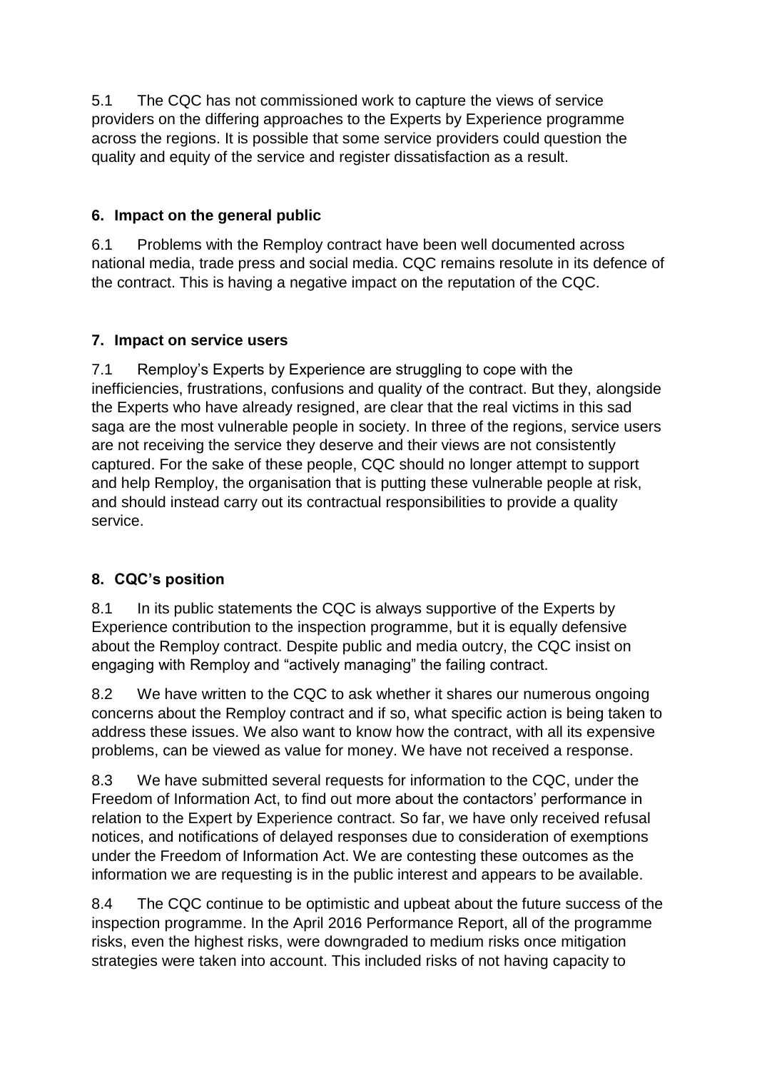5.1 The CQC has not commissioned work to capture the views of service providers on the differing approaches to the Experts by Experience programme across the regions. It is possible that some service providers could question the quality and equity of the service and register dissatisfaction as a result.

## 6. Impact on the general public

6.1 Problems with the Remploy contract have been well documented across national media, trade press and social media. CQC remains resolute in its defence of the contract. This is having a negative impact on the reputation of the CQC.

## 7. Impact on service users

7.1 Remploy's Experts by Experience are struggling to cope with the inefficiencies, frustrations, confusions and quality of the contract. But they, alongside the Experts who have already resigned, are clear that the real victims in this sad saga are the most vulnerable people in society. In three of the regions, service users are not receiving the service they deserve and their views are not consistently captured. For the sake of these people, CQC should no longer attempt to support and help Remploy, the organisation that is putting these vulnerable people at risk, and should instead carry out its contractual responsibilities to provide a quality service.

## 8. CQC's position

8.1 In its public statements the CQC is always supportive of the Experts by Experience contribution to the inspection programme, but it is equally defensive about the Remploy contract. Despite public and media outcry, the CQC insist on engaging with Remploy and "actively managing" the failing contract.

8.2 We have written to the CQC to ask whether it shares our numerous ongoing concerns about the Remploy contract and if so, what specific action is being taken to address these issues. We also want to know how the contract, with all its expensive problems, can be viewed as value for money. We have not received a response.

8.3 We have submitted several requests for information to the CQC, under the Freedom of Information Act, to find out more about the contactors' performance in relation to the Expert by Experience contract. So far, we have only received refusal notices, and notifications of delayed responses due to consideration of exemptions under the Freedom of Information Act. We are contesting these outcomes as the information we are requesting is in the public interest and appears to be available.

8.4 The CQC continue to be optimistic and upbeat about the future success of the inspection programme. In the April 2016 Performance Report, all of the programme risks, even the highest risks, were downgraded to medium risks once mitigation strategies were taken into account. This included risks of not having capacity to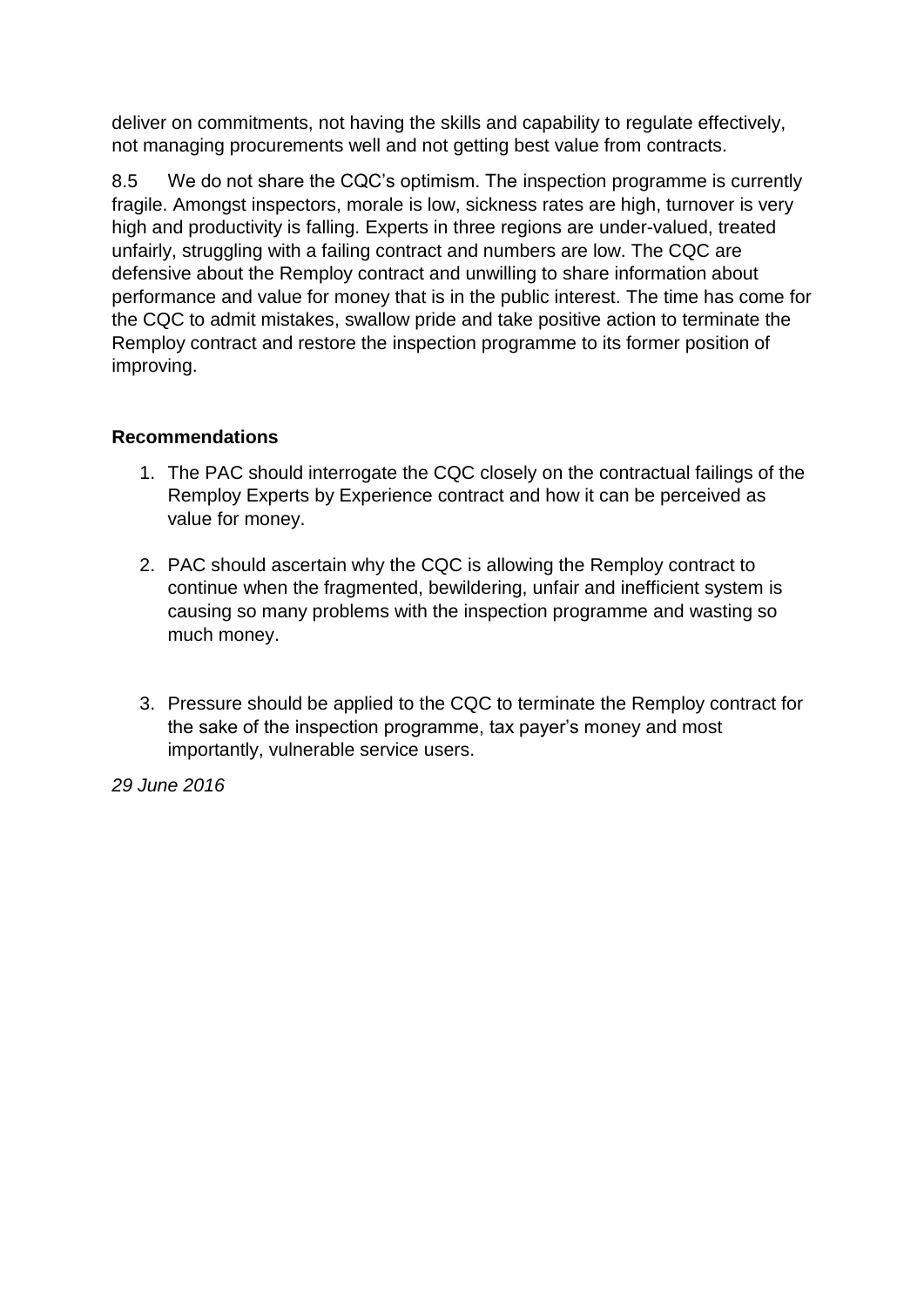deliver on commitments, not having the skills and capability to regulate effectively, not managing procurements well and not getting best value from contracts.

8.5 We do not share the CQC's optimism. The inspection programme is currently fragile. Amongst inspectors, morale is low, sickness rates are high, turnover is very high and productivity is falling. Experts in three regions are under-valued, treated unfairly, struggling with a failing contract and numbers are low. The CQC are defensive about the Remploy contract and unwilling to share information about performance and value for money that is in the public interest. The time has come for the CQC to admit mistakes, swallow pride and take positive action to terminate the Remploy contract and restore the inspection programme to its former position of improving.

**Recommendations**

1. The PAC should interrogate the CQC closely on the contractual failings of the Remploy Experts by Experience contract and how it can be perceived as value for money.

2. PAC should ascertain why the CQC is allowing the Remploy contract to continue when the fragmented, bewildering, unfair and inefficient system is causing so many problems with the inspection programme and wasting so much money.

3. Pressure should be applied to the CQC to terminate the Remploy contract for the sake of the inspection programme, tax payer's money and most importantly, vulnerable service users.

*29 June 2016*